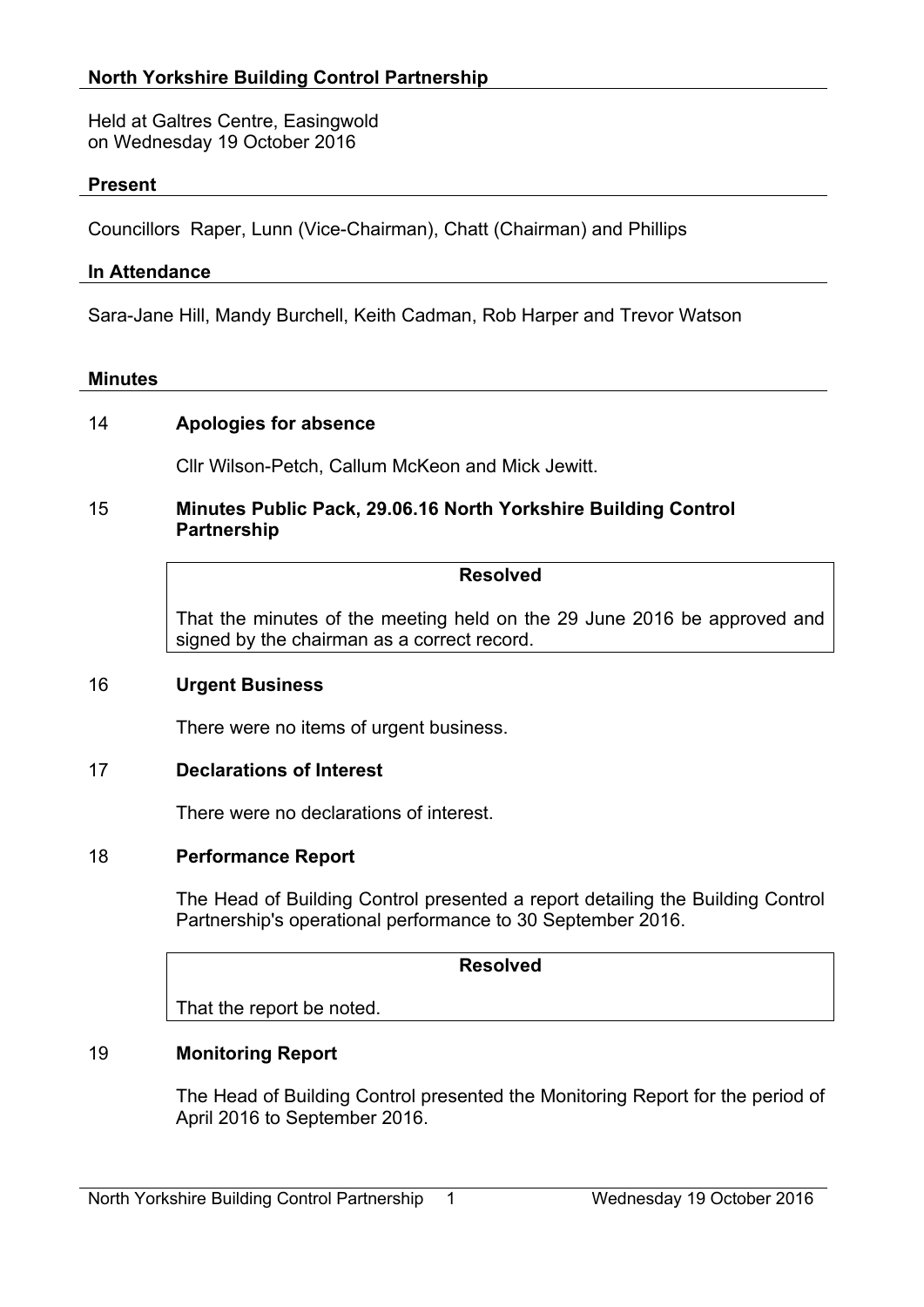## North Yorkshire Building Control Partnership

Held at Galtres Centre, Easingwold
on Wednesday 19 October 2016

### Present

Councillors Raper, Lunn (Vice-Chairman), Chatt (Chairman) and Phillips

### In Attendance

Sara-Jane Hill, Mandy Burchell, Keith Cadman, Rob Harper and Trevor Watson

### Minutes

**14 Apologies for absence**

Cllr Wilson-Petch, Callum McKeon and Mick Jewitt.

**15 Minutes Public Pack, 29.06.16 North Yorkshire Building Control Partnership**

**Resolved**

That the minutes of the meeting held on the 29 June 2016 be approved and signed by the chairman as a correct record.

**16 Urgent Business**

There were no items of urgent business.

**17 Declarations of Interest**

There were no declarations of interest.

**18 Performance Report**

The Head of Building Control presented a report detailing the Building Control Partnership's operational performance to 30 September 2016.

**Resolved**

That the report be noted.

**19 Monitoring Report**

The Head of Building Control presented the Monitoring Report for the period of April 2016 to September 2016.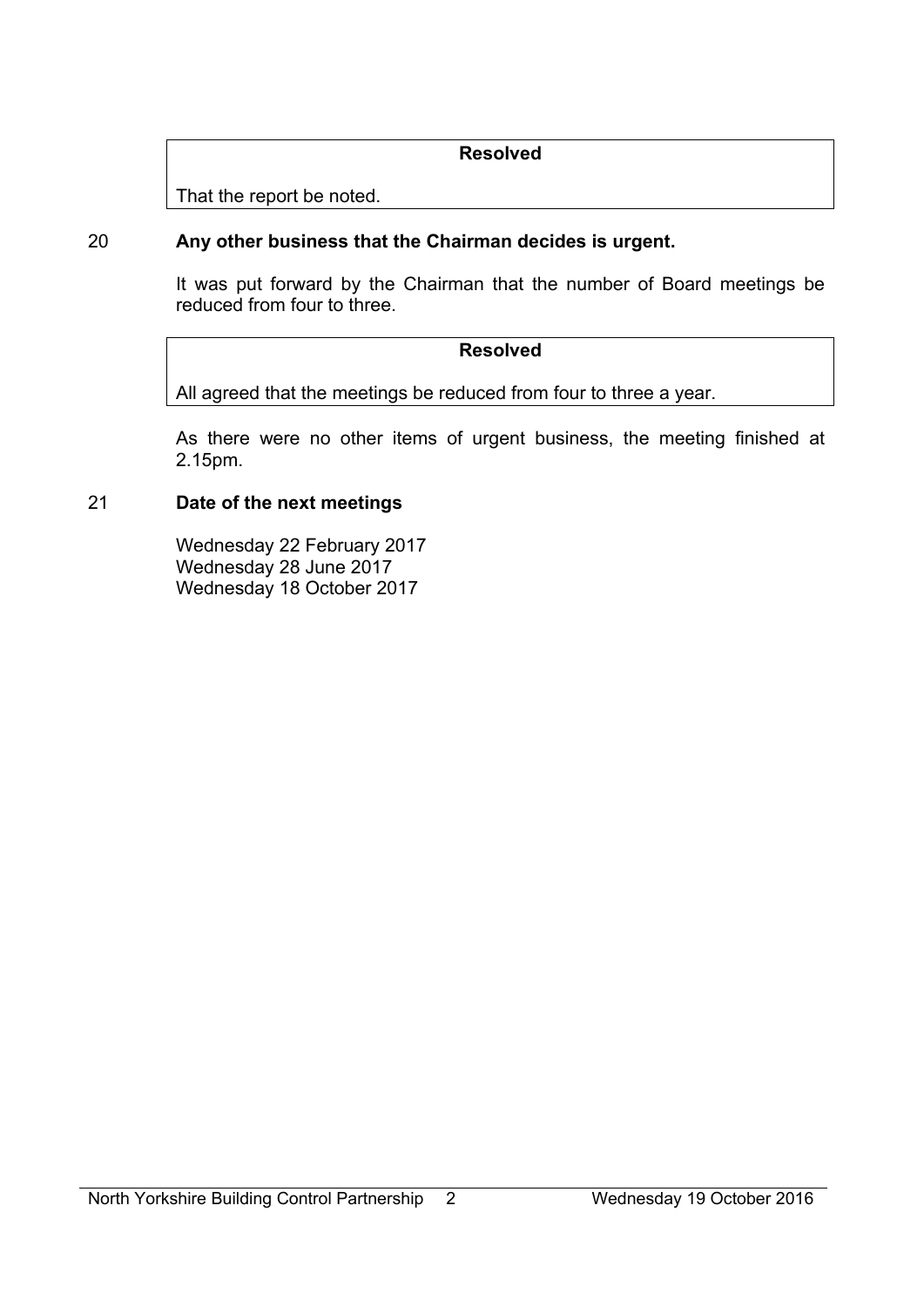**Resolved**

That the report be noted.

## 20 Any other business that the Chairman decides is urgent.

It was put forward by the Chairman that the number of Board meetings be reduced from four to three.

**Resolved**

All agreed that the meetings be reduced from four to three a year.

As there were no other items of urgent business, the meeting finished at 2.15pm.

## 21 Date of the next meetings

Wednesday 22 February 2017
Wednesday 28 June 2017
Wednesday 18 October 2017